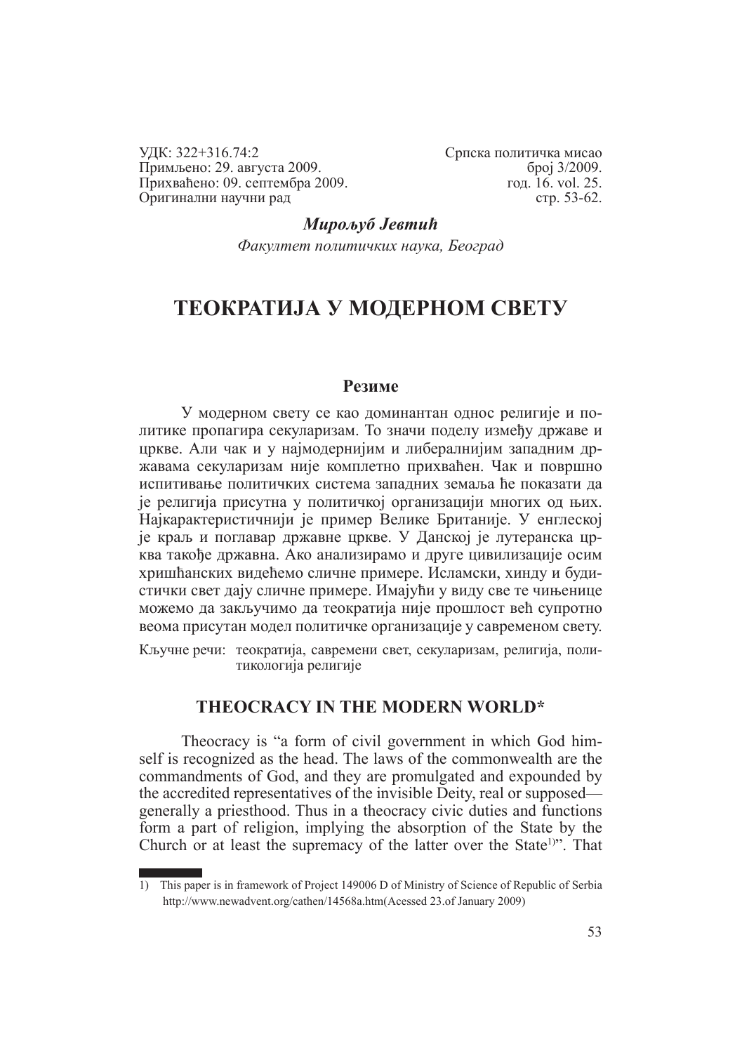УДК: 322+316.74:2
Примљено: 29. августа 2009.
Прихваћено: 09. септембра 2009.
Оригинални научни рад

Српска политичка мисао
број 3/2009.
год. 16. vol. 25.
стр. 53-62.

***Мирољуб Јевтић***

*Факултет политичких наука, Београд*

# ТЕОКРАТИЈА У МОДЕРНОМ СВЕТУ

## Резиме

У модерном свету се као доминантан однос религије и политике пропагира секуларизам. То значи поделу између државе и цркве. Али чак и у најмодернијим и либералнијим западним државама секуларизам није комплетно прихваћен. Чак и површно испитивање политичких система западних земаља ће показати да је религија присутна у политичкој организацији многих од њих. Најкарактеристичнији је пример Велике Британије. У енглеској је краљ и поглавар државне цркве. У Данској је лутеранска црква такође државна. Ако анализирамо и друге цивилизације осим хришћанских видећемо сличне примере. Исламски, хинду и будистички свет дају сличне примере. Имајући у виду све те чињенице можемо да закључимо да теократија није прошлост већ супротно веома присутан модел политичке организације у савременом свету.

Кључне речи: теократија, савремени свет, секуларизам, религија, политикологија религије

## THEOCRACY IN THE MODERN WORLD*

Theocracy is "a form of civil government in which God himself is recognized as the head. The laws of the commonwealth are the commandments of God, and they are promulgated and expounded by the accredited representatives of the invisible Deity, real or supposed—generally a priesthood. Thus in a theocracy civic duties and functions form a part of religion, implying the absorption of the State by the Church or at least the supremacy of the latter over the State[1)]". That

---

1) This paper is in framework of Project 149006 D of Ministry of Science of Republic of Serbia http://www.newadvent.org/cathen/14568a.htm(Acessed 23.of January 2009)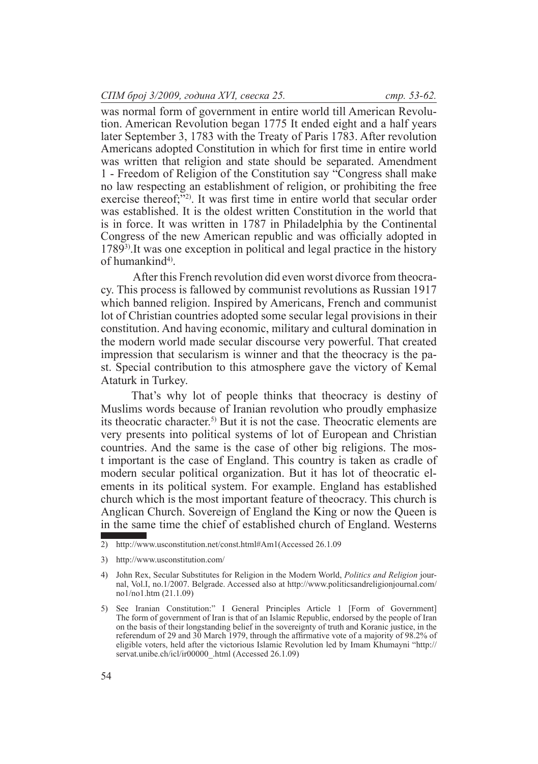was normal form of government in entire world till American Revolution. American Revolution began 1775 It ended eight and a half years later September 3, 1783 with the Treaty of Paris 1783. After revolution Americans adopted Constitution in which for first time in entire world was written that religion and state should be separated. Amendment 1 - Freedom of Religion of the Constitution say "Congress shall make no law respecting an establishment of religion, or prohibiting the free exercise thereof;"[2]. It was first time in entire world that secular order was established. It is the oldest written Constitution in the world that is in force. It was written in 1787 in Philadelphia by the Continental Congress of the new American republic and was officially adopted in 1789[3].It was one exception in political and legal practice in the history of humankind[4].

After this French revolution did even worst divorce from theocracy. This process is fallowed by communist revolutions as Russian 1917 which banned religion. Inspired by Americans, French and communist lot of Christian countries adopted some secular legal provisions in their constitution. And having economic, military and cultural domination in the modern world made secular discourse very powerful. That created impression that secularism is winner and that the theocracy is the past. Special contribution to this atmosphere gave the victory of Kemal Ataturk in Turkey.

That's why lot of people thinks that theocracy is destiny of Muslims words because of Iranian revolution who proudly emphasize its theocratic character.[5] But it is not the case. Theocratic elements are very presents into political systems of lot of European and Christian countries. And the same is the case of other big religions. The most important is the case of England. This country is taken as cradle of modern secular political organization. But it has lot of theocratic elements in its political system. For example. England has established church which is the most important feature of theocracy. This church is Anglican Church. Sovereign of England the King or now the Queen is in the same time the chief of established church of England. Westerns

---

2) http://www.usconstitution.net/const.html#Am1(Accessed 26.1.09

3) http://www.usconstitution.com/

4) John Rex, Secular Substitutes for Religion in the Modern World, *Politics and Religion* journal, Vol.I, no.1/2007. Belgrade. Accessed also at http://www.politicsandreligionjournal.com/no1/no1.htm (21.1.09)

5) See Iranian Constitution:" I General Principles Article 1 [Form of Government] The form of government of Iran is that of an Islamic Republic, endorsed by the people of Iran on the basis of their longstanding belief in the sovereignty of truth and Koranic justice, in the referendum of 29 and 30 March 1979, through the affirmative vote of a majority of 98.2% of eligible voters, held after the victorious Islamic Revolution led by Imam Khumayni "http://servat.unibe.ch/icl/ir00000_.html (Accessed 26.1.09)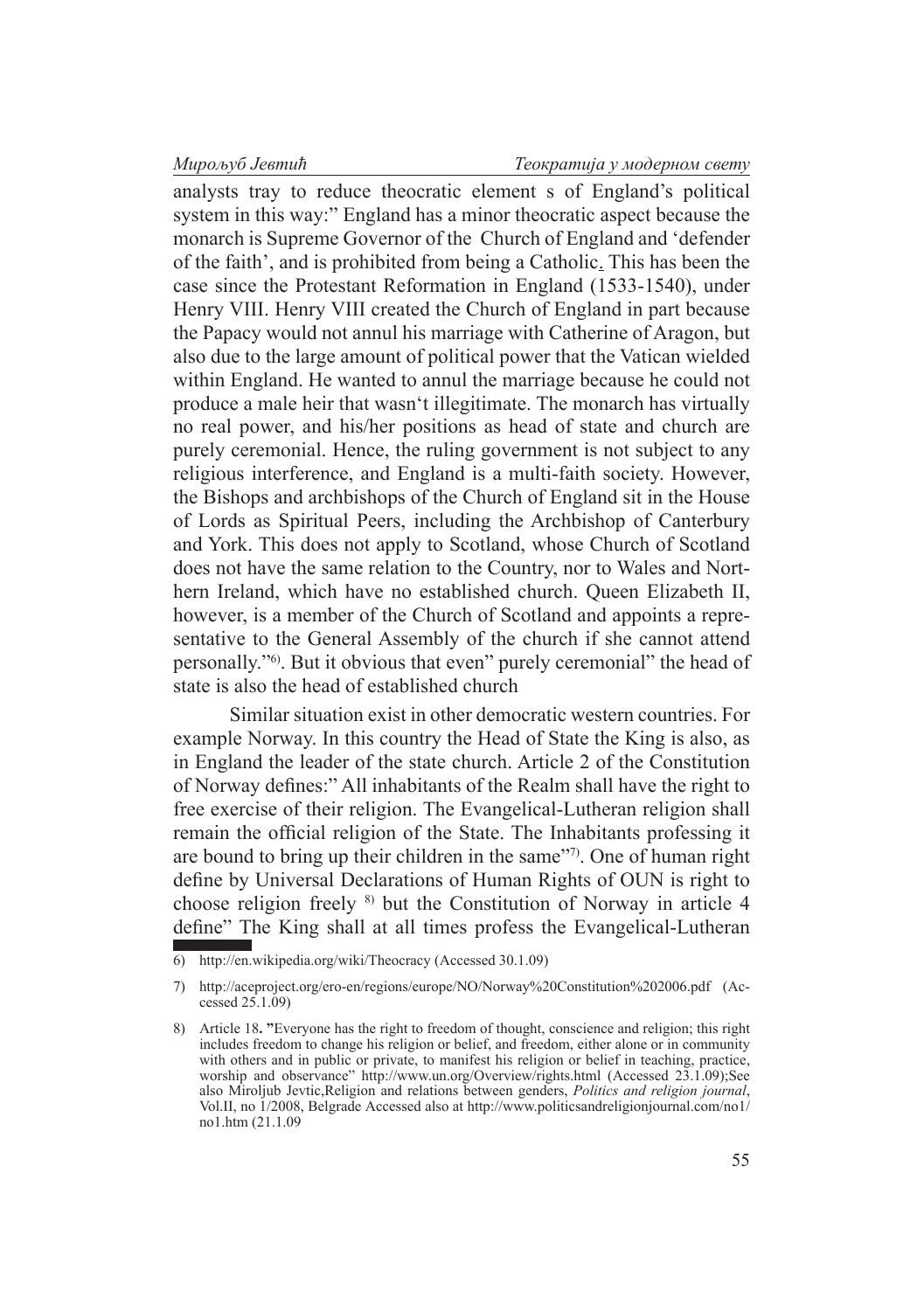analysts tray to reduce theocratic element s of England's political system in this way:" England has a minor theocratic aspect because the monarch is Supreme Governor of the Church of England and 'defender of the faith', and is prohibited from being a Catholic. This has been the case since the Protestant Reformation in England (1533-1540), under Henry VIII. Henry VIII created the Church of England in part because the Papacy would not annul his marriage with Catherine of Aragon, but also due to the large amount of political power that the Vatican wielded within England. He wanted to annul the marriage because he could not produce a male heir that wasn't illegitimate. The monarch has virtually no real power, and his/her positions as head of state and church are purely ceremonial. Hence, the ruling government is not subject to any religious interference, and England is a multi-faith society. However, the Bishops and archbishops of the Church of England sit in the House of Lords as Spiritual Peers, including the Archbishop of Canterbury and York. This does not apply to Scotland, whose Church of Scotland does not have the same relation to the Country, nor to Wales and Northern Ireland, which have no established church. Queen Elizabeth II, however, is a member of the Church of Scotland and appoints a representative to the General Assembly of the church if she cannot attend personally."[6]. But it obvious that even" purely ceremonial" the head of state is also the head of established church

Similar situation exist in other democratic western countries. For example Norway. In this country the Head of State the King is also, as in England the leader of the state church. Article 2 of the Constitution of Norway defines:" All inhabitants of the Realm shall have the right to free exercise of their religion. The Evangelical-Lutheran religion shall remain the official religion of the State. The Inhabitants professing it are bound to bring up their children in the same"[7]. One of human right define by Universal Declarations of Human Rights of OUN is right to choose religion freely [8] but the Constitution of Norway in article 4 define" The King shall at all times profess the Evangelical-Lutheran

---

6) http://en.wikipedia.org/wiki/Theocracy (Accessed 30.1.09)

7) http://aceproject.org/ero-en/regions/europe/NO/Norway%20Constitution%202006.pdf (Accessed 25.1.09)

8) Article 18**. "**Everyone has the right to freedom of thought, conscience and religion; this right includes freedom to change his religion or belief, and freedom, either alone or in community with others and in public or private, to manifest his religion or belief in teaching, practice, worship and observance" http://www.un.org/Overview/rights.html (Accessed 23.1.09);See also Miroljub Jevtic,Religion and relations between genders, *Politics and religion journal*, Vol.II, no 1/2008, Belgrade Accessed also at http://www.politicsandreligionjournal.com/no1/no1.htm (21.1.09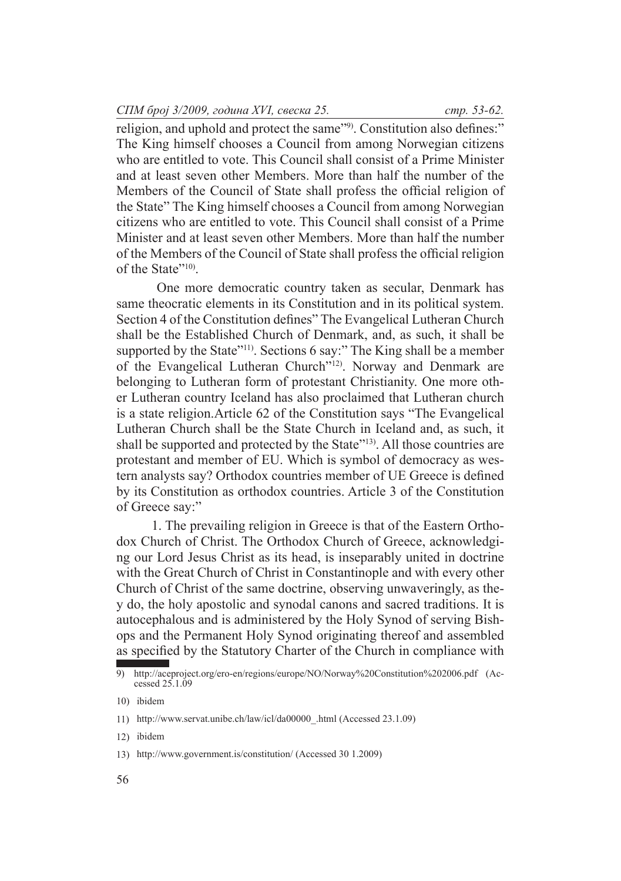religion, and uphold and protect the same"[9]. Constitution also defines:" The King himself chooses a Council from among Norwegian citizens who are entitled to vote. This Council shall consist of a Prime Minister and at least seven other Members. More than half the number of the Members of the Council of State shall profess the official religion of the State" The King himself chooses a Council from among Norwegian citizens who are entitled to vote. This Council shall consist of a Prime Minister and at least seven other Members. More than half the number of the Members of the Council of State shall profess the official religion of the State"[10].

One more democratic country taken as secular, Denmark has same theocratic elements in its Constitution and in its political system. Section 4 of the Constitution defines" The Evangelical Lutheran Church shall be the Established Church of Denmark, and, as such, it shall be supported by the State"[11]. Sections 6 say:" The King shall be a member of the Evangelical Lutheran Church"[12]. Norway and Denmark are belonging to Lutheran form of protestant Christianity. One more other Lutheran country Iceland has also proclaimed that Lutheran church is a state religion.Article 62 of the Constitution says "The Evangelical Lutheran Church shall be the State Church in Iceland and, as such, it shall be supported and protected by the State"[13]. All those countries are protestant and member of EU. Which is symbol of democracy as western analysts say? Orthodox countries member of UE Greece is defined by its Constitution as orthodox countries. Article 3 of the Constitution of Greece say:"

1. The prevailing religion in Greece is that of the Eastern Orthodox Church of Christ. The Orthodox Church of Greece, acknowledging our Lord Jesus Christ as its head, is inseparably united in doctrine with the Great Church of Christ in Constantinople and with every other Church of Christ of the same doctrine, observing unwaveringly, as they do, the holy apostolic and synodal canons and sacred traditions. It is autocephalous and is administered by the Holy Synod of serving Bishops and the Permanent Holy Synod originating thereof and assembled as specified by the Statutory Charter of the Church in compliance with

---

9) http://aceproject.org/ero-en/regions/europe/NO/Norway%20Constitution%202006.pdf (Accessed 25.1.09

10) ibidem

11) http://www.servat.unibe.ch/law/icl/da00000_.html (Accessed 23.1.09)

12) ibidem

13) http://www.government.is/constitution/ (Accessed 30 1.2009)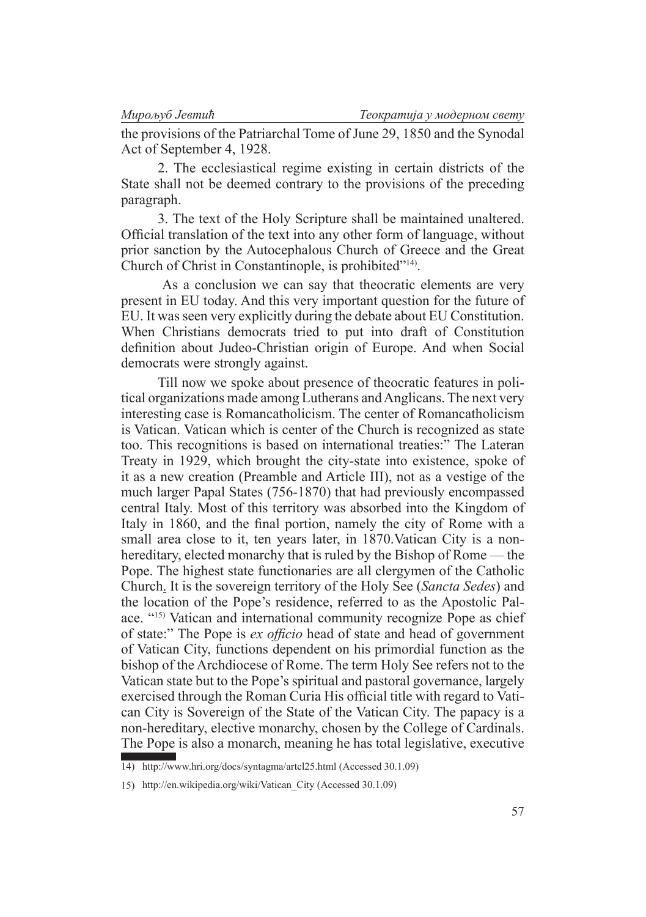the provisions of the Patriarchal Tome of June 29, 1850 and the Synodal Act of September 4, 1928.

2. The ecclesiastical regime existing in certain districts of the State shall not be deemed contrary to the provisions of the preceding paragraph.

3. The text of the Holy Scripture shall be maintained unaltered. Official translation of the text into any other form of language, without prior sanction by the Autocephalous Church of Greece and the Great Church of Christ in Constantinople, is prohibited"[14].

As a conclusion we can say that theocratic elements are very present in EU today. And this very important question for the future of EU. It was seen very explicitly during the debate about EU Constitution. When Christians democrats tried to put into draft of Constitution definition about Judeo-Christian origin of Europe. And when Social democrats were strongly against.

Till now we spoke about presence of theocratic features in political organizations made among Lutherans and Anglicans. The next very interesting case is Romancatholicism. The center of Romancatholicism is Vatican. Vatican which is center of the Church is recognized as state too. This recognitions is based on international treaties:" The Lateran Treaty in 1929, which brought the city-state into existence, spoke of it as a new creation (Preamble and Article III), not as a vestige of the much larger Papal States (756-1870) that had previously encompassed central Italy. Most of this territory was absorbed into the Kingdom of Italy in 1860, and the final portion, namely the city of Rome with a small area close to it, ten years later, in 1870.Vatican City is a non-hereditary, elected monarchy that is ruled by the Bishop of Rome — the Pope. The highest state functionaries are all clergymen of the Catholic Church. It is the sovereign territory of the Holy See (*Sancta Sedes*) and the location of the Pope's residence, referred to as the Apostolic Palace. "[15] Vatican and international community recognize Pope as chief of state:" The Pope is *ex officio* head of state and head of government of Vatican City, functions dependent on his primordial function as the bishop of the Archdiocese of Rome. The term Holy See refers not to the Vatican state but to the Pope's spiritual and pastoral governance, largely exercised through the Roman Curia His official title with regard to Vatican City is Sovereign of the State of the Vatican City. The papacy is a non-hereditary, elective monarchy, chosen by the College of Cardinals. The Pope is also a monarch, meaning he has total legislative, executive

14) http://www.hri.org/docs/syntagma/artcl25.html (Accessed 30.1.09)

15) http://en.wikipedia.org/wiki/Vatican_City (Accessed 30.1.09)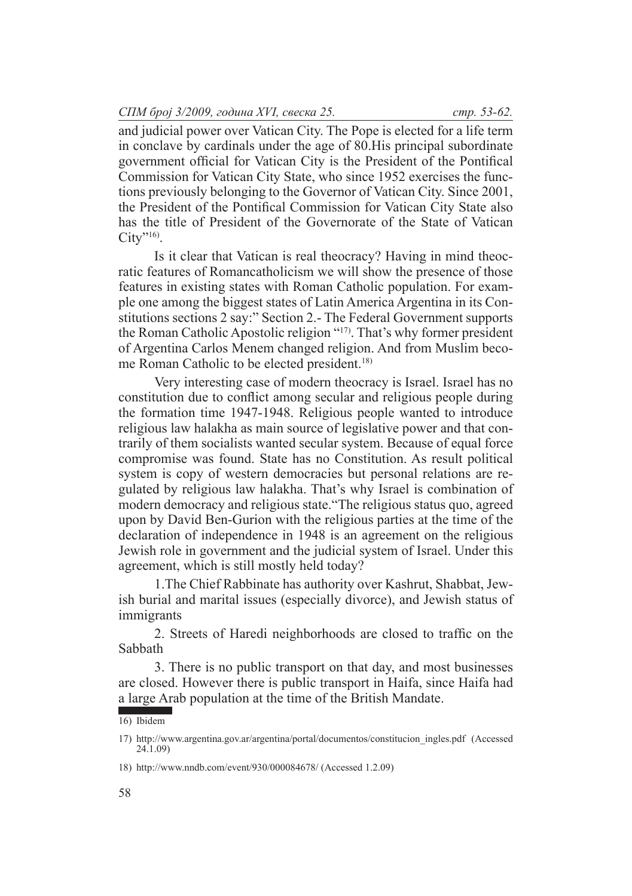and judicial power over Vatican City. The Pope is elected for a life term in conclave by cardinals under the age of 80.His principal subordinate government official for Vatican City is the President of the Pontifical Commission for Vatican City State, who since 1952 exercises the functions previously belonging to the Governor of Vatican City. Since 2001, the President of the Pontifical Commission for Vatican City State also has the title of President of the Governorate of the State of Vatican City"[16].

Is it clear that Vatican is real theocracy? Having in mind theocratic features of Romancatholicism we will show the presence of those features in existing states with Roman Catholic population. For example one among the biggest states of Latin America Argentina in its Constitutions sections 2 say:" Section 2.- The Federal Government supports the Roman Catholic Apostolic religion "[17]. That's why former president of Argentina Carlos Menem changed religion. And from Muslim become Roman Catholic to be elected president.[18]

Very interesting case of modern theocracy is Israel. Israel has no constitution due to conflict among secular and religious people during the formation time 1947-1948. Religious people wanted to introduce religious law halakha as main source of legislative power and that contrarily of them socialists wanted secular system. Because of equal force compromise was found. State has no Constitution. As result political system is copy of western democracies but personal relations are regulated by religious law halakha. That's why Israel is combination of modern democracy and religious state."The religious status quo, agreed upon by David Ben-Gurion with the religious parties at the time of the declaration of independence in 1948 is an agreement on the religious Jewish role in government and the judicial system of Israel. Under this agreement, which is still mostly held today?

1.The Chief Rabbinate has authority over Kashrut, Shabbat, Jewish burial and marital issues (especially divorce), and Jewish status of immigrants

2. Streets of Haredi neighborhoods are closed to traffic on the Sabbath

3. There is no public transport on that day, and most businesses are closed. However there is public transport in Haifa, since Haifa had a large Arab population at the time of the British Mandate.

---

16) Ibidem

17) http://www.argentina.gov.ar/argentina/portal/documentos/constitucion_ingles.pdf (Accessed 24.1.09)

18) http://www.nndb.com/event/930/000084678/ (Accessed 1.2.09)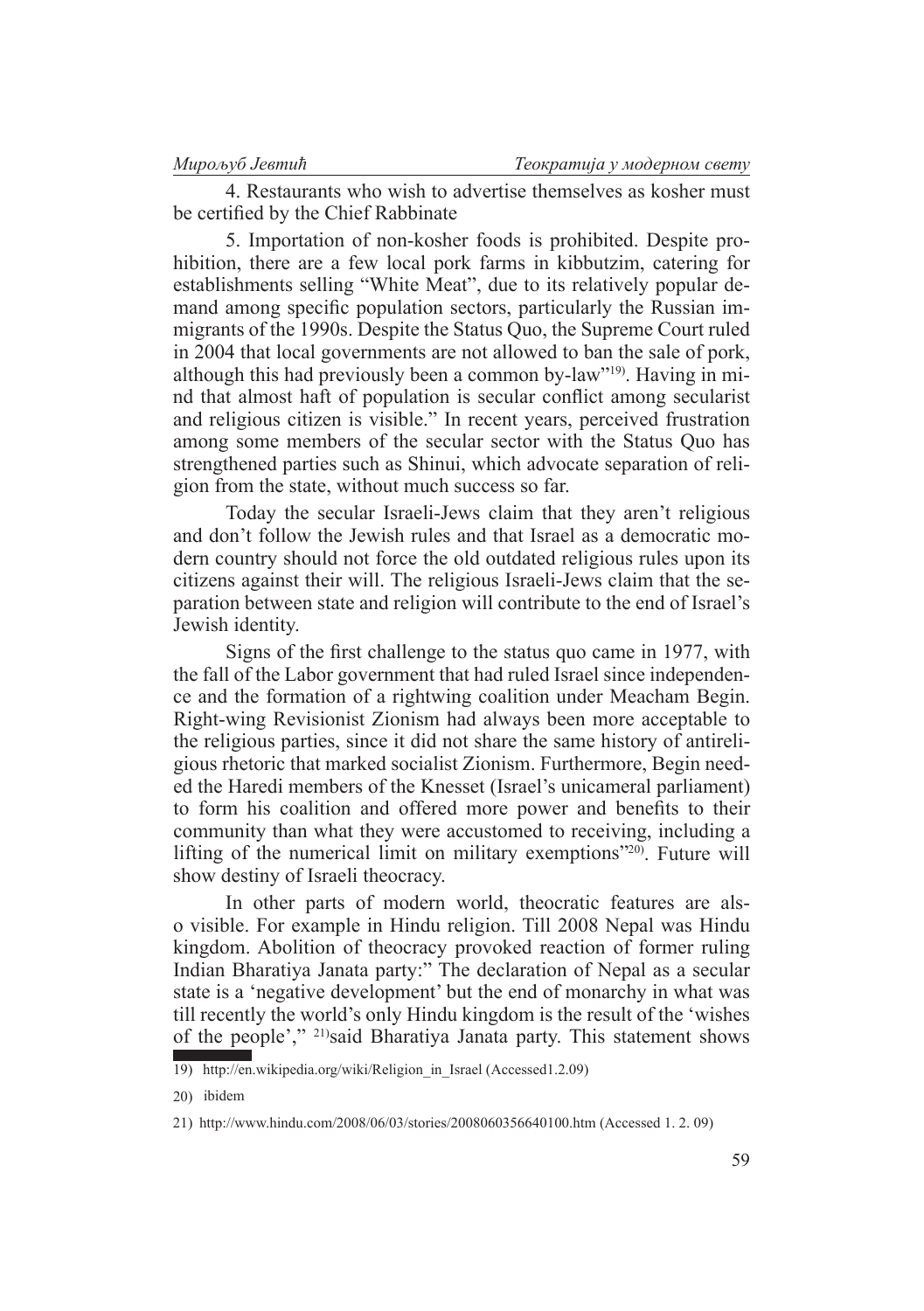4. Restaurants who wish to advertise themselves as kosher must be certified by the Chief Rabbinate

5. Importation of non-kosher foods is prohibited. Despite prohibition, there are a few local pork farms in kibbutzim, catering for establishments selling "White Meat", due to its relatively popular demand among specific population sectors, particularly the Russian immigrants of the 1990s. Despite the Status Quo, the Supreme Court ruled in 2004 that local governments are not allowed to ban the sale of pork, although this had previously been a common by-law"[19]. Having in mind that almost haft of population is secular conflict among secularist and religious citizen is visible." In recent years, perceived frustration among some members of the secular sector with the Status Quo has strengthened parties such as Shinui, which advocate separation of religion from the state, without much success so far.

Today the secular Israeli-Jews claim that they aren't religious and don't follow the Jewish rules and that Israel as a democratic modern country should not force the old outdated religious rules upon its citizens against their will. The religious Israeli-Jews claim that the separation between state and religion will contribute to the end of Israel's Jewish identity.

Signs of the first challenge to the status quo came in 1977, with the fall of the Labor government that had ruled Israel since independence and the formation of a rightwing coalition under Meacham Begin. Right-wing Revisionist Zionism had always been more acceptable to the religious parties, since it did not share the same history of antireligious rhetoric that marked socialist Zionism. Furthermore, Begin needed the Haredi members of the Knesset (Israel's unicameral parliament) to form his coalition and offered more power and benefits to their community than what they were accustomed to receiving, including a lifting of the numerical limit on military exemptions"[20]. Future will show destiny of Israeli theocracy.

In other parts of modern world, theocratic features are also visible. For example in Hindu religion. Till 2008 Nepal was Hindu kingdom. Abolition of theocracy provoked reaction of former ruling Indian Bharatiya Janata party:" The declaration of Nepal as a secular state is a 'negative development' but the end of monarchy in what was till recently the world's only Hindu kingdom is the result of the 'wishes of the people'," [21]said Bharatiya Janata party. This statement shows

---

19) http://en.wikipedia.org/wiki/Religion_in_Israel (Accessed1.2.09)

20) ibidem

21) http://www.hindu.com/2008/06/03/stories/2008060356640100.htm (Accessed 1. 2. 09)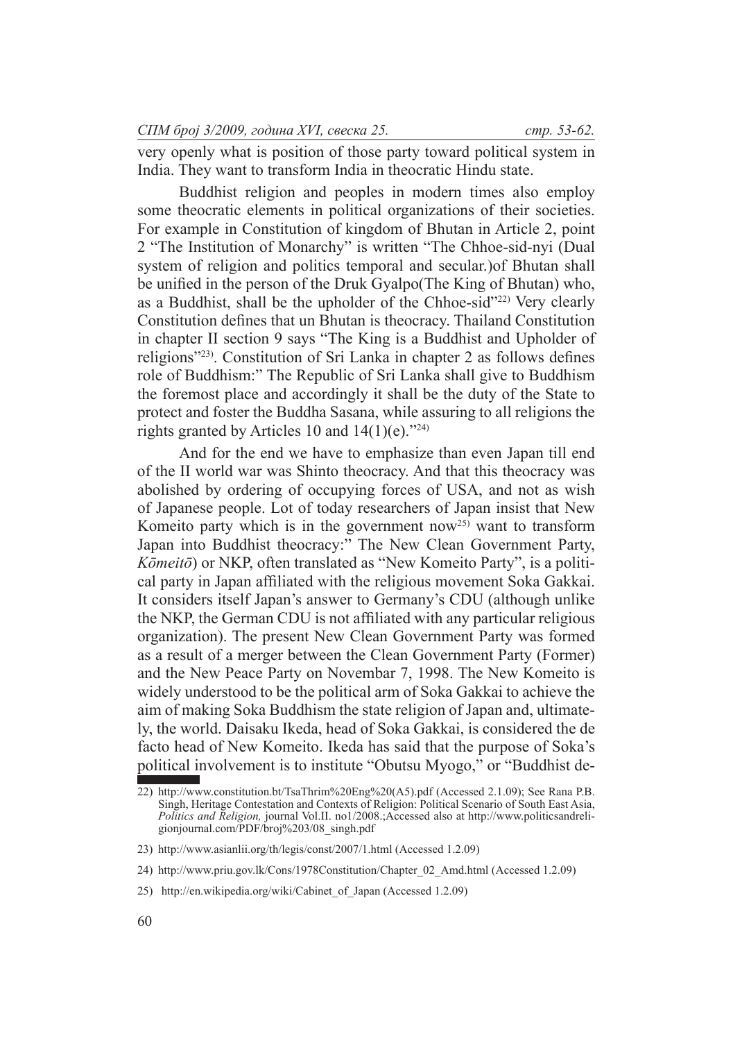very openly what is position of those party toward political system in India. They want to transform India in theocratic Hindu state.

Buddhist religion and peoples in modern times also employ some theocratic elements in political organizations of their societies. For example in Constitution of kingdom of Bhutan in Article 2, point 2 "The Institution of Monarchy" is written "The Chhoe-sid-nyi (Dual system of religion and politics temporal and secular.)of Bhutan shall be unified in the person of the Druk Gyalpo(The King of Bhutan) who, as a Buddhist, shall be the upholder of the Chhoe-sid"[22] Very clearly Constitution defines that un Bhutan is theocracy. Thailand Constitution in chapter II section 9 says "The King is a Buddhist and Upholder of religions"[23]. Constitution of Sri Lanka in chapter 2 as follows defines role of Buddhism:" The Republic of Sri Lanka shall give to Buddhism the foremost place and accordingly it shall be the duty of the State to protect and foster the Buddha Sasana, while assuring to all religions the rights granted by Articles 10 and 14(1)(e)."[24]

And for the end we have to emphasize than even Japan till end of the II world war was Shinto theocracy. And that this theocracy was abolished by ordering of occupying forces of USA, and not as wish of Japanese people. Lot of today researchers of Japan insist that New Komeito party which is in the government now[25] want to transform Japan into Buddhist theocracy:" The New Clean Government Party, *Kōmeitō*) or NKP, often translated as "New Komeito Party", is a political party in Japan affiliated with the religious movement Soka Gakkai. It considers itself Japan's answer to Germany's CDU (although unlike the NKP, the German CDU is not affiliated with any particular religious organization). The present New Clean Government Party was formed as a result of a merger between the Clean Government Party (Former) and the New Peace Party on Novembar 7, 1998. The New Komeito is widely understood to be the political arm of Soka Gakkai to achieve the aim of making Soka Buddhism the state religion of Japan and, ultimately, the world. Daisaku Ikeda, head of Soka Gakkai, is considered the de facto head of New Komeito. Ikeda has said that the purpose of Soka's political involvement is to institute "Obutsu Myogo," or "Buddhist de-

---

22) http://www.constitution.bt/TsaThrim%20Eng%20(A5).pdf (Accessed 2.1.09); See Rana P.B. Singh, Heritage Contestation and Contexts of Religion: Political Scenario of South East Asia, *Politics and Religion,* journal Vol.II. no1/2008.;Accessed also at http://www.politicsandreligionjournal.com/PDF/broj%203/08_singh.pdf

23) http://www.asianlii.org/th/legis/const/2007/1.html (Accessed 1.2.09)

24) http://www.priu.gov.lk/Cons/1978Constitution/Chapter_02_Amd.html (Accessed 1.2.09)

25) http://en.wikipedia.org/wiki/Cabinet_of_Japan (Accessed 1.2.09)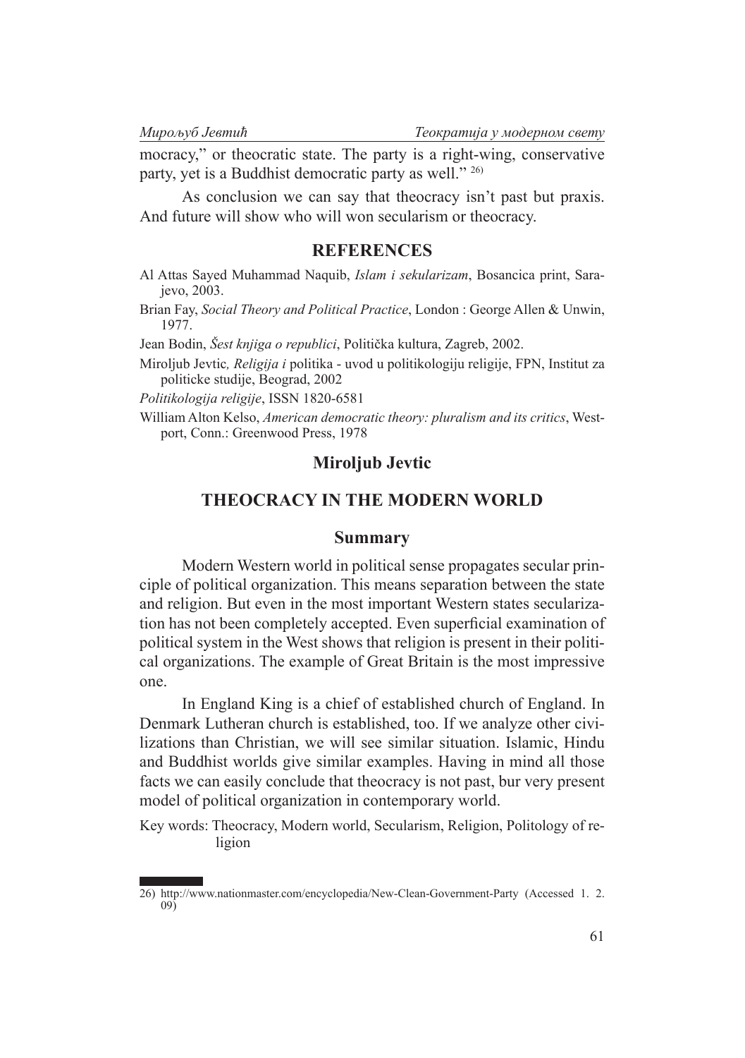mocracy," or theocratic state. The party is a right-wing, conservative party, yet is a Buddhist democratic party as well." [26]

As conclusion we can say that theocracy isn't past but praxis. And future will show who will won secularism or theocracy.

## REFERENCES

Al Attas Sayed Muhammad Naquib, *Islam i sekularizam*, Bosancica print, Sarajevo, 2003.

Brian Fay, *Social Theory and Political Practice*, London : George Allen & Unwin, 1977.

Jean Bodin, *Šest knjiga o republici*, Politička kultura, Zagreb, 2002.

Miroljub Jevtic*, Religija i* politika - uvod u politikologiju religije, FPN, Institut za politicke studije, Beograd, 2002

*Politikologija religije*, ISSN 1820-6581

William Alton Kelso, *American democratic theory: pluralism and its critics*, Westport, Conn.: Greenwood Press, 1978

## Miroljub Jevtic

## THEOCRACY IN THE MODERN WORLD

### Summary

Modern Western world in political sense propagates secular principle of political organization. This means separation between the state and religion. But even in the most important Western states secularization has not been completely accepted. Even superficial examination of political system in the West shows that religion is present in their political organizations. The example of Great Britain is the most impressive one.

In England King is a chief of established church of England. In Denmark Lutheran church is established, too. If we analyze other civilizations than Christian, we will see similar situation. Islamic, Hindu and Buddhist worlds give similar examples. Having in mind all those facts we can easily conclude that theocracy is not past, bur very present model of political organization in contemporary world.

Key words: Theocracy, Modern world, Secularism, Religion, Politology of religion

---

26) http://www.nationmaster.com/encyclopedia/New-Clean-Government-Party (Accessed 1. 2. 09)